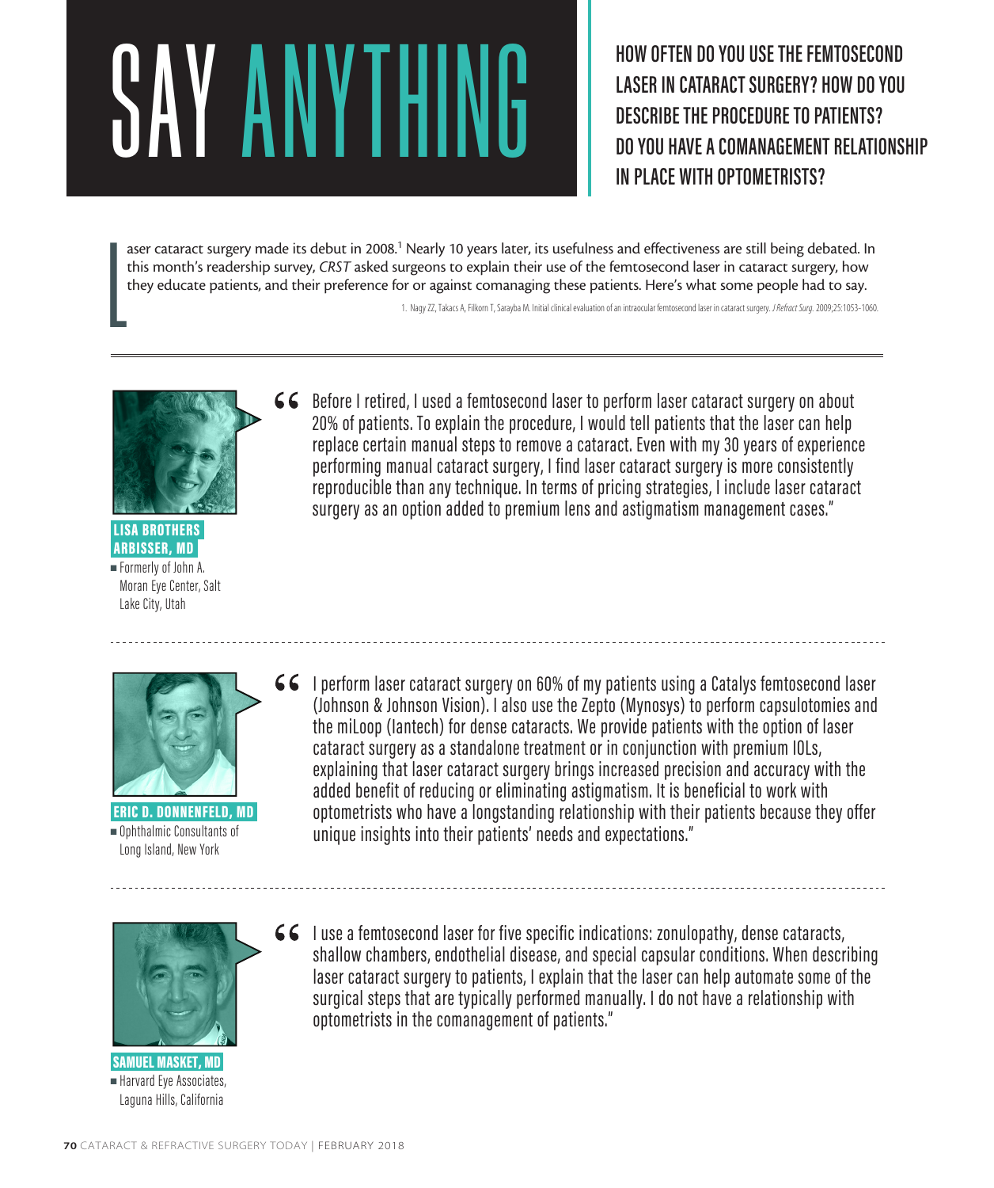# SAY ANYTHING

## HOW OFTEN DO YOU USE THE FEMTOSECOND LASER IN CATARACT SURGERY? HOW DO YOU DESCRIBE THE PROCEDURE TO PATIENTS? DO YOU HAVE A COMANAGEMENT RELATIONSHIP IN PLACE WITH OPTOMETRISTS?

Laser cataract surgery made its debut in 2008.[1] Nearly 10 years later, its usefulness and effectiveness are still being debated. In this month's readership survey, *CRST* asked surgeons to explain their use of the femtosecond laser in cataract surgery, how they educate patients, and their preference for or against comanaging these patients. Here's what some people had to say.

1. Nagy ZZ, Takacs A, Filkorn T, Sarayba M. Initial clinical evaluation of an intraocular femtosecond laser in cataract surgery. *J Refract Surg.* 2009;25:1053-1060.

---

**LISA BROTHERS ARBISSER, MD**
- Formerly of John A. Moran Eye Center, Salt Lake City, Utah

"Before I retired, I used a femtosecond laser to perform laser cataract surgery on about 20% of patients. To explain the procedure, I would tell patients that the laser can help replace certain manual steps to remove a cataract. Even with my 30 years of experience performing manual cataract surgery, I find laser cataract surgery is more consistently reproducible than any technique. In terms of pricing strategies, I include laser cataract surgery as an option added to premium lens and astigmatism management cases."

---

**ERIC D. DONNENFELD, MD**
- Ophthalmic Consultants of Long Island, New York

"I perform laser cataract surgery on 60% of my patients using a Catalys femtosecond laser (Johnson & Johnson Vision). I also use the Zepto (Mynosys) to perform capsulotomies and the miLoop (Iantech) for dense cataracts. We provide patients with the option of laser cataract surgery as a standalone treatment or in conjunction with premium IOLs, explaining that laser cataract surgery brings increased precision and accuracy with the added benefit of reducing or eliminating astigmatism. It is beneficial to work with optometrists who have a longstanding relationship with their patients because they offer unique insights into their patients' needs and expectations."

---

**SAMUEL MASKET, MD**
- Harvard Eye Associates, Laguna Hills, California

"I use a femtosecond laser for five specific indications: zonulopathy, dense cataracts, shallow chambers, endothelial disease, and special capsular conditions. When describing laser cataract surgery to patients, I explain that the laser can help automate some of the surgical steps that are typically performed manually. I do not have a relationship with optometrists in the comanagement of patients."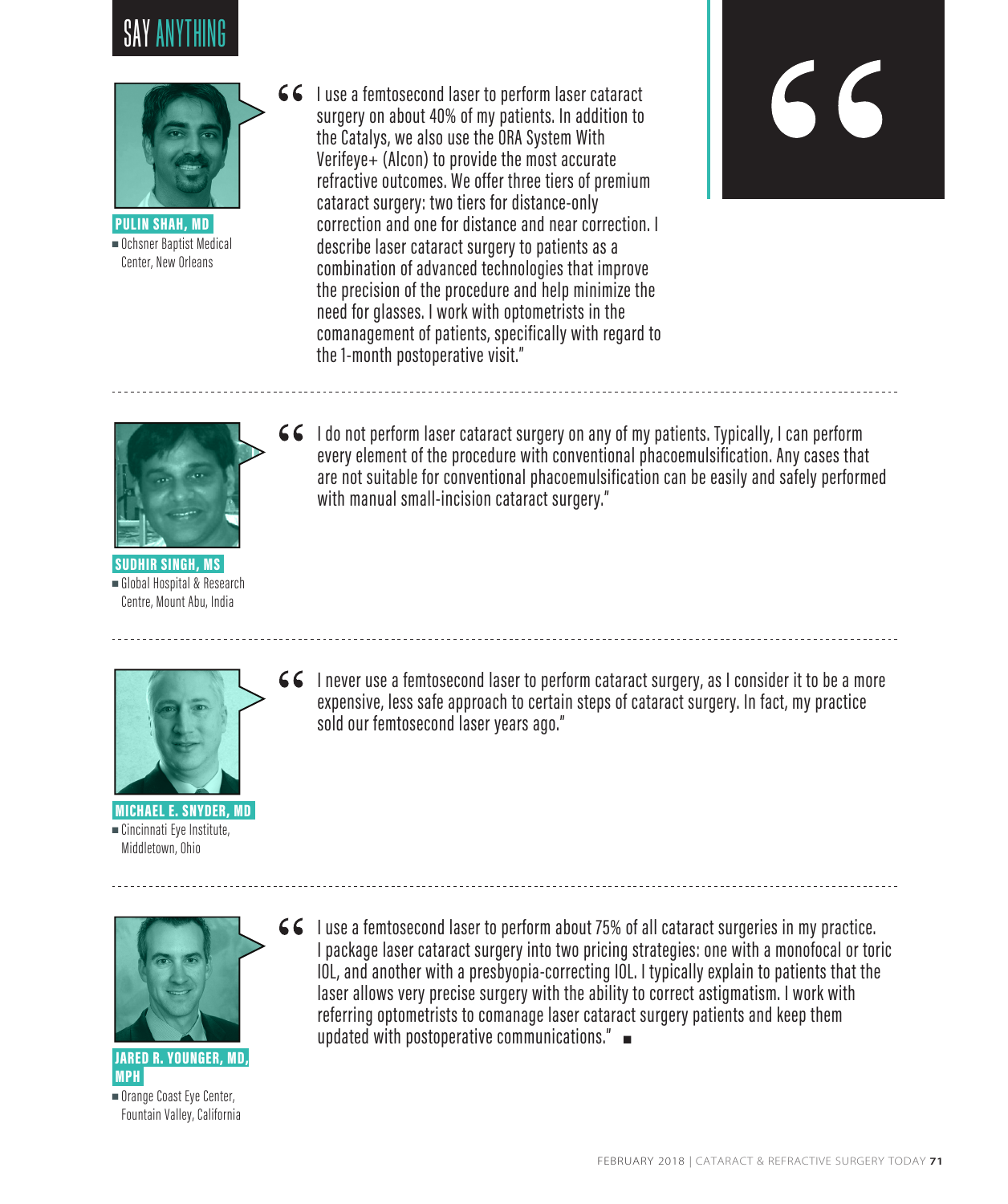# SAY ANYTHING

**PULIN SHAH, MD**
- Ochsner Baptist Medical Center, New Orleans

"I use a femtosecond laser to perform laser cataract surgery on about 40% of my patients. In addition to the Catalys, we also use the ORA System With Verifeye+ (Alcon) to provide the most accurate refractive outcomes. We offer three tiers of premium cataract surgery: two tiers for distance-only correction and one for distance and near correction. I describe laser cataract surgery to patients as a combination of advanced technologies that improve the precision of the procedure and help minimize the need for glasses. I work with optometrists in the comanagement of patients, specifically with regard to the 1-month postoperative visit."

---

**SUDHIR SINGH, MS**
- Global Hospital & Research Centre, Mount Abu, India

"I do not perform laser cataract surgery on any of my patients. Typically, I can perform every element of the procedure with conventional phacoemulsification. Any cases that are not suitable for conventional phacoemulsification can be easily and safely performed with manual small-incision cataract surgery."

---

**MICHAEL E. SNYDER, MD**
- Cincinnati Eye Institute, Middletown, Ohio

"I never use a femtosecond laser to perform cataract surgery, as I consider it to be a more expensive, less safe approach to certain steps of cataract surgery. In fact, my practice sold our femtosecond laser years ago."

---

**JARED R. YOUNGER, MD, MPH**
- Orange Coast Eye Center, Fountain Valley, California

"I use a femtosecond laser to perform about 75% of all cataract surgeries in my practice. I package laser cataract surgery into two pricing strategies: one with a monofocal or toric IOL, and another with a presbyopia-correcting IOL. I typically explain to patients that the laser allows very precise surgery with the ability to correct astigmatism. I work with referring optometrists to comanage laser cataract surgery patients and keep them updated with postoperative communications." ■